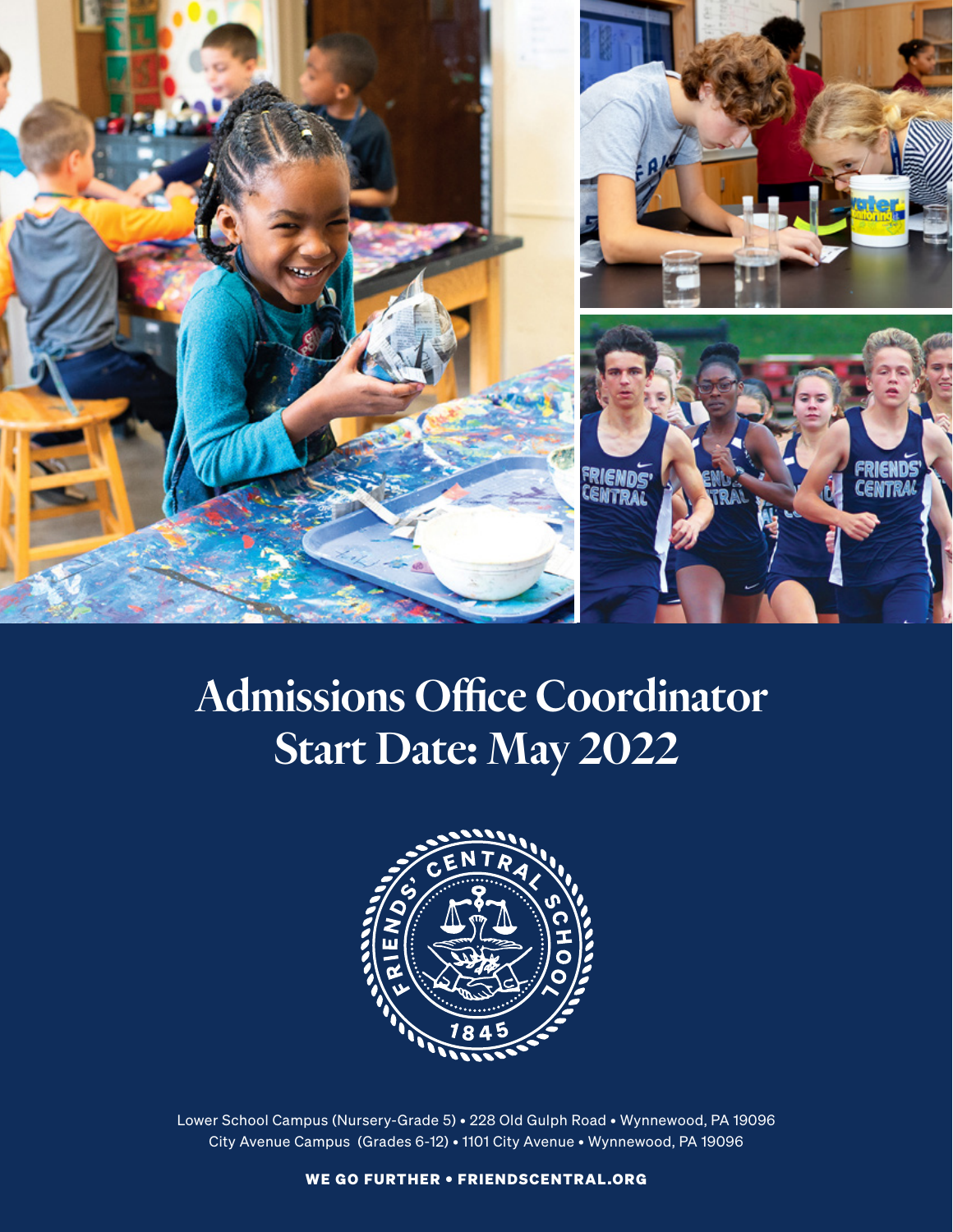# Admissions Office Coordinator
# Start Date: May 2022

FRIENDS' CENTRAL SCHOOL 1845

Lower School Campus (Nursery-Grade 5) • 228 Old Gulph Road • Wynnewood, PA 19096
City Avenue Campus (Grades 6-12) • 1101 City Avenue • Wynnewood, PA 19096

**WE GO FURTHER • FRIENDSCENTRAL.ORG**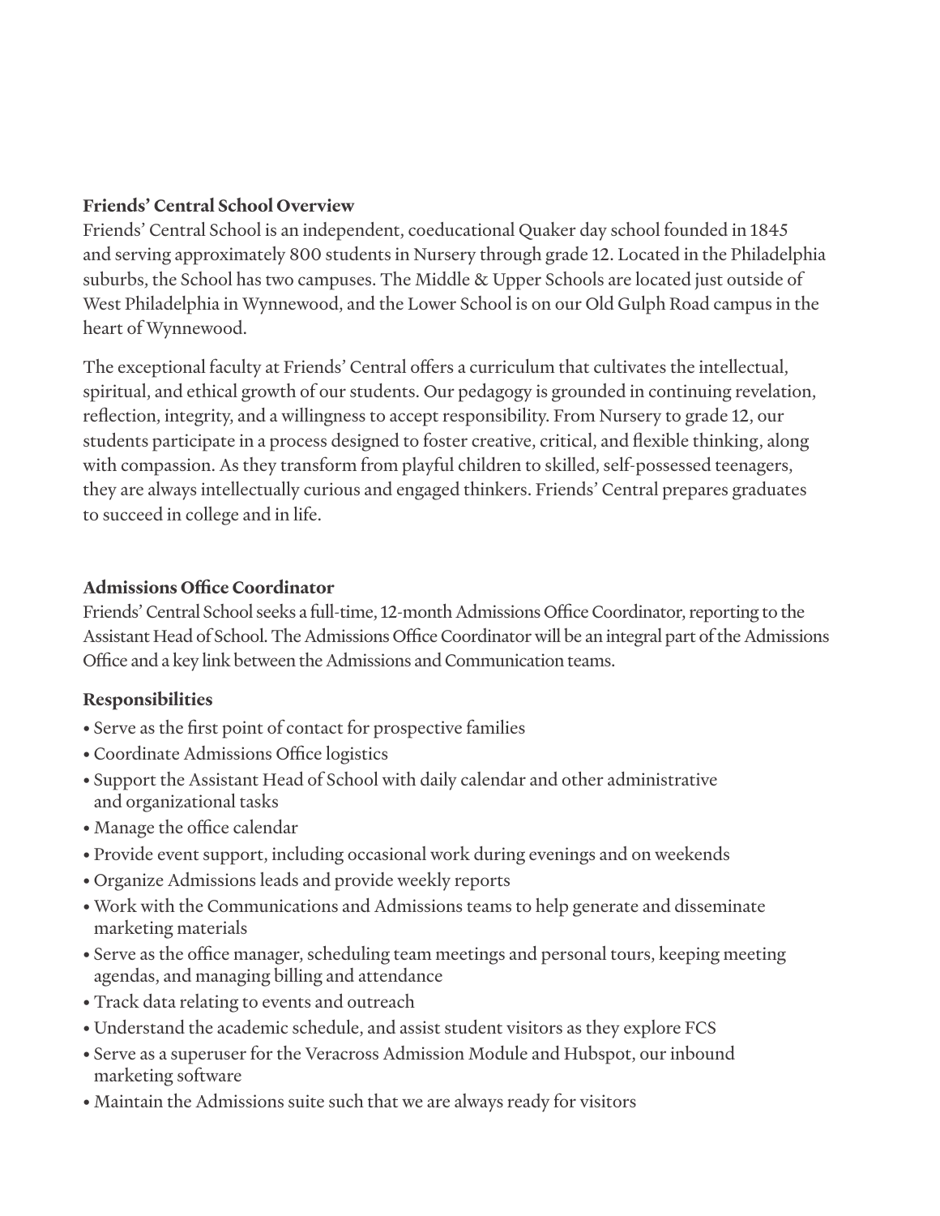**Friends' Central School Overview**

Friends' Central School is an independent, coeducational Quaker day school founded in 1845 and serving approximately 800 students in Nursery through grade 12. Located in the Philadelphia suburbs, the School has two campuses. The Middle & Upper Schools are located just outside of West Philadelphia in Wynnewood, and the Lower School is on our Old Gulph Road campus in the heart of Wynnewood.

The exceptional faculty at Friends' Central offers a curriculum that cultivates the intellectual, spiritual, and ethical growth of our students. Our pedagogy is grounded in continuing revelation, reflection, integrity, and a willingness to accept responsibility. From Nursery to grade 12, our students participate in a process designed to foster creative, critical, and flexible thinking, along with compassion. As they transform from playful children to skilled, self-possessed teenagers, they are always intellectually curious and engaged thinkers. Friends' Central prepares graduates to succeed in college and in life.

**Admissions Office Coordinator**

Friends' Central School seeks a full-time, 12-month Admissions Office Coordinator, reporting to the Assistant Head of School. The Admissions Office Coordinator will be an integral part of the Admissions Office and a key link between the Admissions and Communication teams.

**Responsibilities**

- Serve as the first point of contact for prospective families
- Coordinate Admissions Office logistics
- Support the Assistant Head of School with daily calendar and other administrative and organizational tasks
- Manage the office calendar
- Provide event support, including occasional work during evenings and on weekends
- Organize Admissions leads and provide weekly reports
- Work with the Communications and Admissions teams to help generate and disseminate marketing materials
- Serve as the office manager, scheduling team meetings and personal tours, keeping meeting agendas, and managing billing and attendance
- Track data relating to events and outreach
- Understand the academic schedule, and assist student visitors as they explore FCS
- Serve as a superuser for the Veracross Admission Module and Hubspot, our inbound marketing software
- Maintain the Admissions suite such that we are always ready for visitors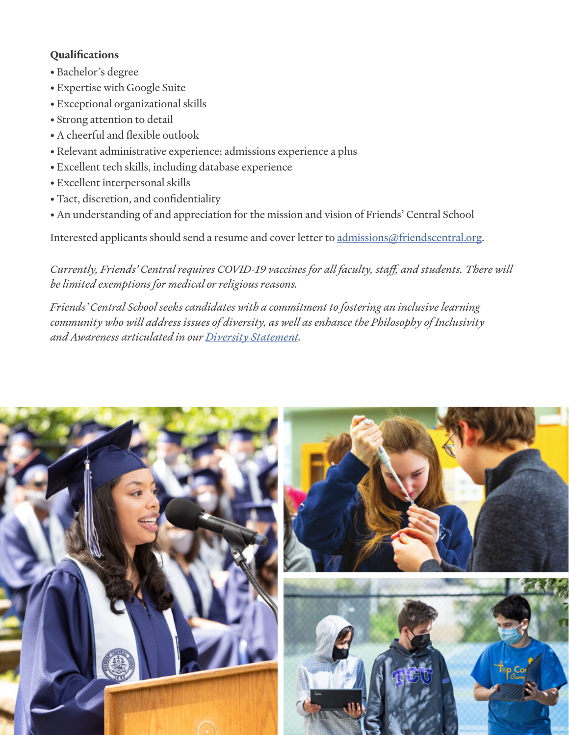**Qualifications**

- Bachelor's degree
- Expertise with Google Suite
- Exceptional organizational skills
- Strong attention to detail
- A cheerful and flexible outlook
- Relevant administrative experience; admissions experience a plus
- Excellent tech skills, including database experience
- Excellent interpersonal skills
- Tact, discretion, and confidentiality
- An understanding of and appreciation for the mission and vision of Friends' Central School

Interested applicants should send a resume and cover letter to [admissions@friendscentral.org](mailto:admissions@friendscentral.org).

*Currently, Friends' Central requires COVID-19 vaccines for all faculty, staff, and students. There will be limited exemptions for medical or religious reasons.*

*Friends' Central School seeks candidates with a commitment to fostering an inclusive learning community who will address issues of diversity, as well as enhance the Philosophy of Inclusivity and Awareness articulated in our [Diversity Statement](#).*